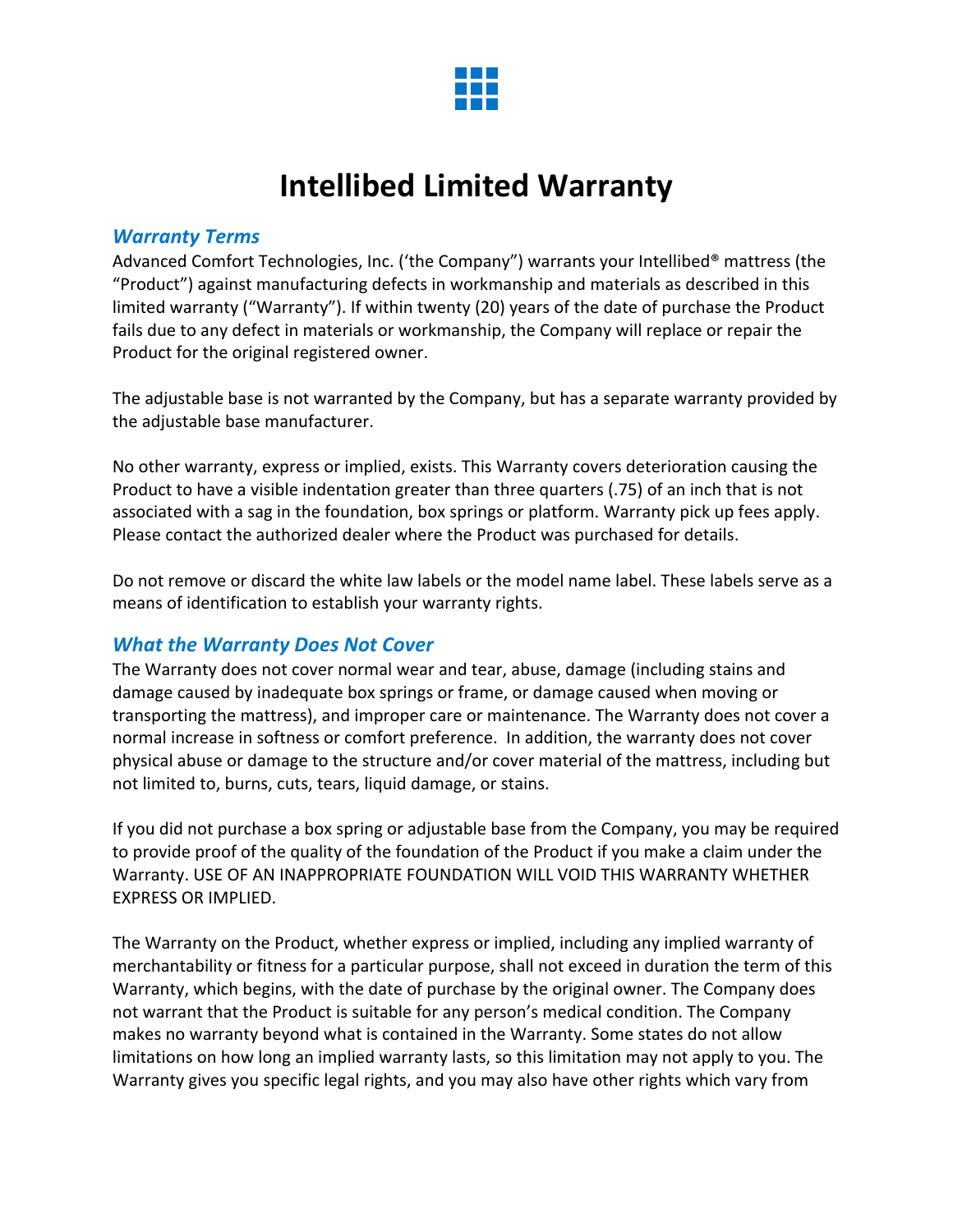# Intellibed Limited Warranty

## *Warranty Terms*

Advanced Comfort Technologies, Inc. ('the Company") warrants your Intellibed® mattress (the "Product") against manufacturing defects in workmanship and materials as described in this limited warranty ("Warranty"). If within twenty (20) years of the date of purchase the Product fails due to any defect in materials or workmanship, the Company will replace or repair the Product for the original registered owner.

The adjustable base is not warranted by the Company, but has a separate warranty provided by the adjustable base manufacturer.

No other warranty, express or implied, exists. This Warranty covers deterioration causing the Product to have a visible indentation greater than three quarters (.75) of an inch that is not associated with a sag in the foundation, box springs or platform. Warranty pick up fees apply. Please contact the authorized dealer where the Product was purchased for details.

Do not remove or discard the white law labels or the model name label. These labels serve as a means of identification to establish your warranty rights.

## *What the Warranty Does Not Cover*

The Warranty does not cover normal wear and tear, abuse, damage (including stains and damage caused by inadequate box springs or frame, or damage caused when moving or transporting the mattress), and improper care or maintenance. The Warranty does not cover a normal increase in softness or comfort preference. In addition, the warranty does not cover physical abuse or damage to the structure and/or cover material of the mattress, including but not limited to, burns, cuts, tears, liquid damage, or stains.

If you did not purchase a box spring or adjustable base from the Company, you may be required to provide proof of the quality of the foundation of the Product if you make a claim under the Warranty. USE OF AN INAPPROPRIATE FOUNDATION WILL VOID THIS WARRANTY WHETHER EXPRESS OR IMPLIED.

The Warranty on the Product, whether express or implied, including any implied warranty of merchantability or fitness for a particular purpose, shall not exceed in duration the term of this Warranty, which begins, with the date of purchase by the original owner. The Company does not warrant that the Product is suitable for any person's medical condition. The Company makes no warranty beyond what is contained in the Warranty. Some states do not allow limitations on how long an implied warranty lasts, so this limitation may not apply to you. The Warranty gives you specific legal rights, and you may also have other rights which vary from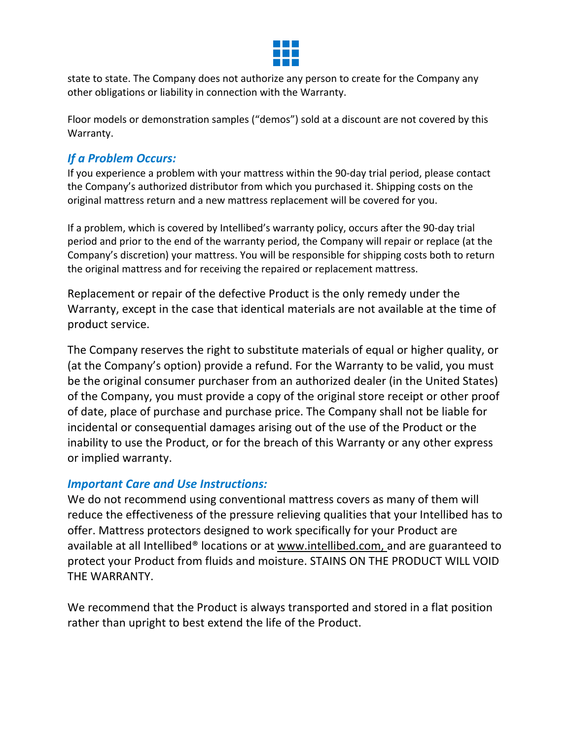state to state. The Company does not authorize any person to create for the Company any other obligations or liability in connection with the Warranty.

Floor models or demonstration samples ("demos") sold at a discount are not covered by this Warranty.

## *If a Problem Occurs:*

If you experience a problem with your mattress within the 90-day trial period, please contact the Company's authorized distributor from which you purchased it. Shipping costs on the original mattress return and a new mattress replacement will be covered for you.

If a problem, which is covered by Intellibed's warranty policy, occurs after the 90-day trial period and prior to the end of the warranty period, the Company will repair or replace (at the Company's discretion) your mattress. You will be responsible for shipping costs both to return the original mattress and for receiving the repaired or replacement mattress.

Replacement or repair of the defective Product is the only remedy under the Warranty, except in the case that identical materials are not available at the time of product service.

The Company reserves the right to substitute materials of equal or higher quality, or (at the Company's option) provide a refund. For the Warranty to be valid, you must be the original consumer purchaser from an authorized dealer (in the United States) of the Company, you must provide a copy of the original store receipt or other proof of date, place of purchase and purchase price. The Company shall not be liable for incidental or consequential damages arising out of the use of the Product or the inability to use the Product, or for the breach of this Warranty or any other express or implied warranty.

## *Important Care and Use Instructions:*

We do not recommend using conventional mattress covers as many of them will reduce the effectiveness of the pressure relieving qualities that your Intellibed has to offer. Mattress protectors designed to work specifically for your Product are available at all Intellibed® locations or at www.intellibed.com, and are guaranteed to protect your Product from fluids and moisture. STAINS ON THE PRODUCT WILL VOID THE WARRANTY.

We recommend that the Product is always transported and stored in a flat position rather than upright to best extend the life of the Product.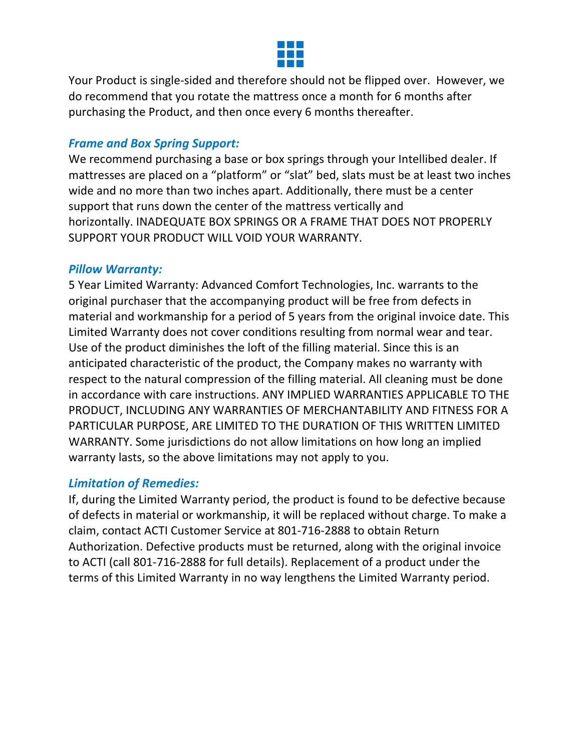Your Product is single-sided and therefore should not be flipped over. However, we do recommend that you rotate the mattress once a month for 6 months after purchasing the Product, and then once every 6 months thereafter.

### *Frame and Box Spring Support:*

We recommend purchasing a base or box springs through your Intellibed dealer. If mattresses are placed on a "platform" or "slat" bed, slats must be at least two inches wide and no more than two inches apart. Additionally, there must be a center support that runs down the center of the mattress vertically and horizontally. INADEQUATE BOX SPRINGS OR A FRAME THAT DOES NOT PROPERLY SUPPORT YOUR PRODUCT WILL VOID YOUR WARRANTY.

### *Pillow Warranty:*

5 Year Limited Warranty: Advanced Comfort Technologies, Inc. warrants to the original purchaser that the accompanying product will be free from defects in material and workmanship for a period of 5 years from the original invoice date. This Limited Warranty does not cover conditions resulting from normal wear and tear. Use of the product diminishes the loft of the filling material. Since this is an anticipated characteristic of the product, the Company makes no warranty with respect to the natural compression of the filling material. All cleaning must be done in accordance with care instructions. ANY IMPLIED WARRANTIES APPLICABLE TO THE PRODUCT, INCLUDING ANY WARRANTIES OF MERCHANTABILITY AND FITNESS FOR A PARTICULAR PURPOSE, ARE LIMITED TO THE DURATION OF THIS WRITTEN LIMITED WARRANTY. Some jurisdictions do not allow limitations on how long an implied warranty lasts, so the above limitations may not apply to you.

### *Limitation of Remedies:*

If, during the Limited Warranty period, the product is found to be defective because of defects in material or workmanship, it will be replaced without charge. To make a claim, contact ACTI Customer Service at 801-716-2888 to obtain Return Authorization. Defective products must be returned, along with the original invoice to ACTI (call 801-716-2888 for full details). Replacement of a product under the terms of this Limited Warranty in no way lengthens the Limited Warranty period.